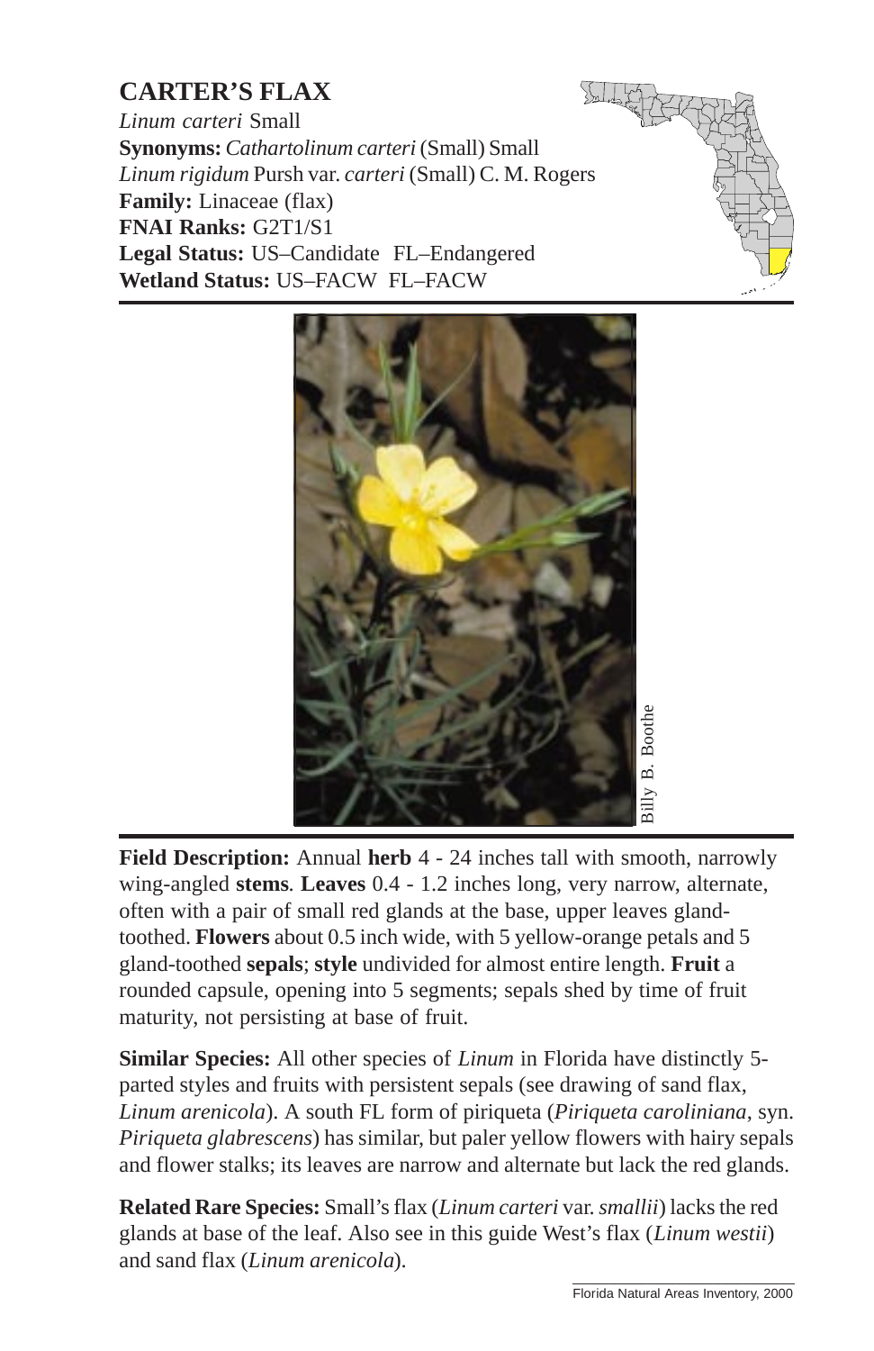# CARTER'S FLAX

*Linum carteri* Small
**Synonyms:** *Cathartolinum carteri* (Small) Small
*Linum rigidum* Pursh var. *carteri* (Small) C. M. Rogers
**Family:** Linaceae (flax)
**FNAI Ranks:** G2T1/S1
**Legal Status:** US–Candidate FL–Endangered
**Wetland Status:** US–FACW FL–FACW

Billy B. Boothe

**Field Description:** Annual **herb** 4 - 24 inches tall with smooth, narrowly wing-angled **stems**. **Leaves** 0.4 - 1.2 inches long, very narrow, alternate, often with a pair of small red glands at the base, upper leaves gland-toothed. **Flowers** about 0.5 inch wide, with 5 yellow-orange petals and 5 gland-toothed **sepals**; **style** undivided for almost entire length. **Fruit** a rounded capsule, opening into 5 segments; sepals shed by time of fruit maturity, not persisting at base of fruit.

**Similar Species:** All other species of *Linum* in Florida have distinctly 5-parted styles and fruits with persistent sepals (see drawing of sand flax, *Linum arenicola*). A south FL form of piriqueta (*Piriqueta caroliniana*, syn. *Piriqueta glabrescens*) has similar, but paler yellow flowers with hairy sepals and flower stalks; its leaves are narrow and alternate but lack the red glands.

**Related Rare Species:** Small's flax (*Linum carteri* var. *smallii*) lacks the red glands at base of the leaf. Also see in this guide West's flax (*Linum westii*) and sand flax (*Linum arenicola*).

Florida Natural Areas Inventory, 2000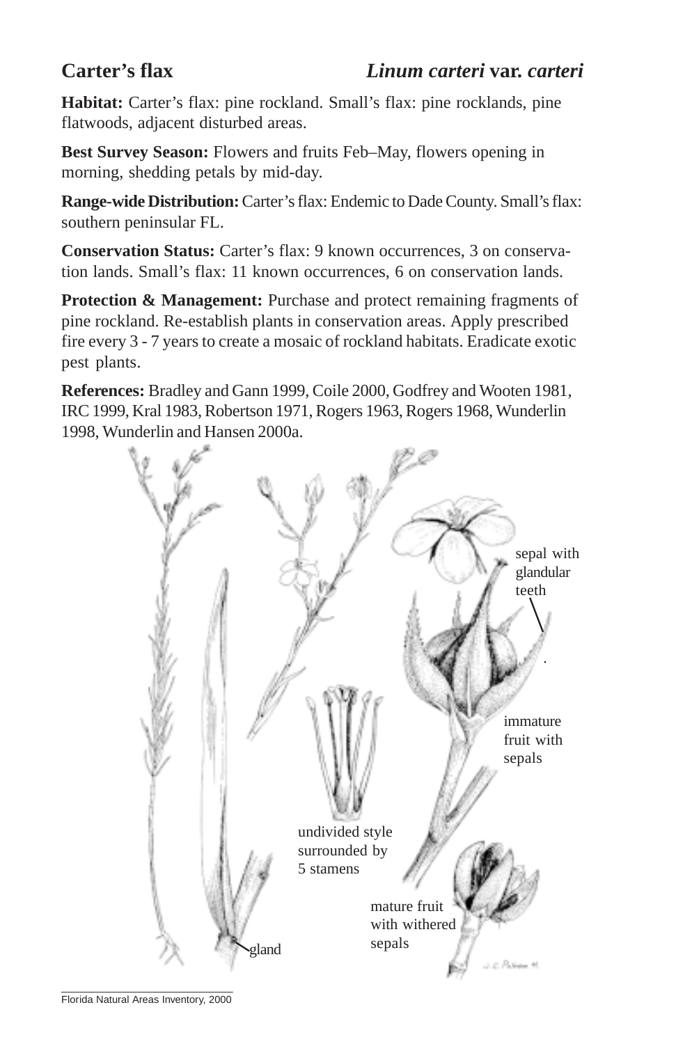**Carter's flax** *Linum carteri* **var.** *carteri*

**Habitat:** Carter's flax: pine rockland. Small's flax: pine rocklands, pine flatwoods, adjacent disturbed areas.

**Best Survey Season:** Flowers and fruits Feb–May, flowers opening in morning, shedding petals by mid-day.

**Range-wide Distribution:** Carter's flax: Endemic to Dade County. Small's flax: southern peninsular FL.

**Conservation Status:** Carter's flax: 9 known occurrences, 3 on conservation lands. Small's flax: 11 known occurrences, 6 on conservation lands.

**Protection & Management:** Purchase and protect remaining fragments of pine rockland. Re-establish plants in conservation areas. Apply prescribed fire every 3 - 7 years to create a mosaic of rockland habitats. Eradicate exotic pest plants.

**References:** Bradley and Gann 1999, Coile 2000, Godfrey and Wooten 1981, IRC 1999, Kral 1983, Robertson 1971, Rogers 1963, Rogers 1968, Wunderlin 1998, Wunderlin and Hansen 2000a.

sepal with glandular teeth

immature fruit with sepals

undivided style surrounded by 5 stamens

mature fruit with withered sepals

gland

Florida Natural Areas Inventory, 2000